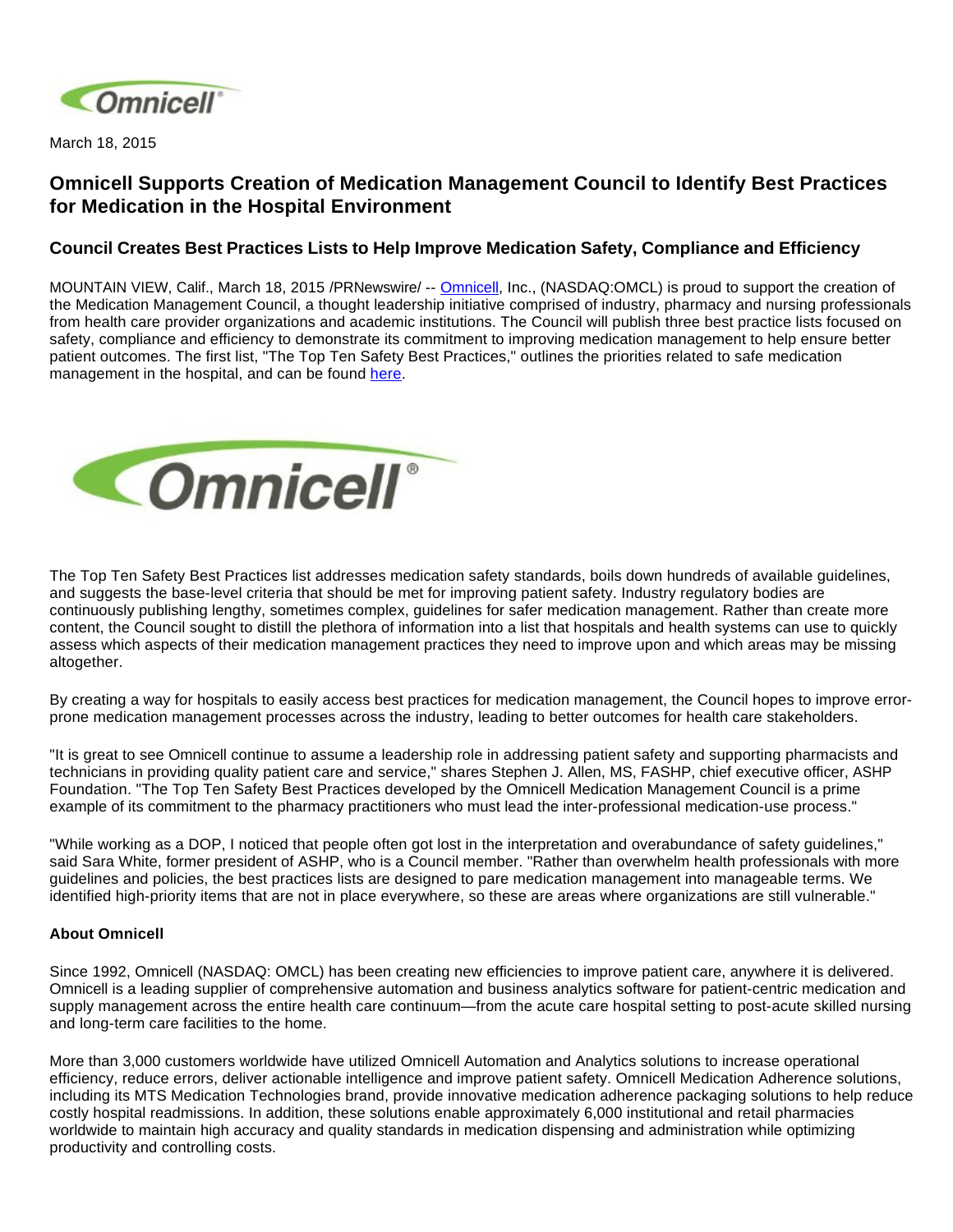March 18, 2015

# Omnicell Supports Creation of Medication Management Council to Identify Best Practices for Medication in the Hospital Environment

## Council Creates Best Practices Lists to Help Improve Medication Safety, Compliance and Efficiency

MOUNTAIN VIEW, Calif., March 18, 2015 /PRNewswire/ -- Omnicell, Inc., (NASDAQ:OMCL) is proud to support the creation of the Medication Management Council, a thought leadership initiative comprised of industry, pharmacy and nursing professionals from health care provider organizations and academic institutions. The Council will publish three best practice lists focused on safety, compliance and efficiency to demonstrate its commitment to improving medication management to help ensure better patient outcomes. The first list, "The Top Ten Safety Best Practices," outlines the priorities related to safe medication management in the hospital, and can be found here.

The Top Ten Safety Best Practices list addresses medication safety standards, boils down hundreds of available guidelines, and suggests the base-level criteria that should be met for improving patient safety. Industry regulatory bodies are continuously publishing lengthy, sometimes complex, guidelines for safer medication management. Rather than create more content, the Council sought to distill the plethora of information into a list that hospitals and health systems can use to quickly assess which aspects of their medication management practices they need to improve upon and which areas may be missing altogether.

By creating a way for hospitals to easily access best practices for medication management, the Council hopes to improve error-prone medication management processes across the industry, leading to better outcomes for health care stakeholders.

"It is great to see Omnicell continue to assume a leadership role in addressing patient safety and supporting pharmacists and technicians in providing quality patient care and service," shares Stephen J. Allen, MS, FASHP, chief executive officer, ASHP Foundation. "The Top Ten Safety Best Practices developed by the Omnicell Medication Management Council is a prime example of its commitment to the pharmacy practitioners who must lead the inter-professional medication-use process."

"While working as a DOP, I noticed that people often got lost in the interpretation and overabundance of safety guidelines," said Sara White, former president of ASHP, who is a Council member. "Rather than overwhelm health professionals with more guidelines and policies, the best practices lists are designed to pare medication management into manageable terms. We identified high-priority items that are not in place everywhere, so these are areas where organizations are still vulnerable."

**About Omnicell**

Since 1992, Omnicell (NASDAQ: OMCL) has been creating new efficiencies to improve patient care, anywhere it is delivered. Omnicell is a leading supplier of comprehensive automation and business analytics software for patient-centric medication and supply management across the entire health care continuum—from the acute care hospital setting to post-acute skilled nursing and long-term care facilities to the home.

More than 3,000 customers worldwide have utilized Omnicell Automation and Analytics solutions to increase operational efficiency, reduce errors, deliver actionable intelligence and improve patient safety. Omnicell Medication Adherence solutions, including its MTS Medication Technologies brand, provide innovative medication adherence packaging solutions to help reduce costly hospital readmissions. In addition, these solutions enable approximately 6,000 institutional and retail pharmacies worldwide to maintain high accuracy and quality standards in medication dispensing and administration while optimizing productivity and controlling costs.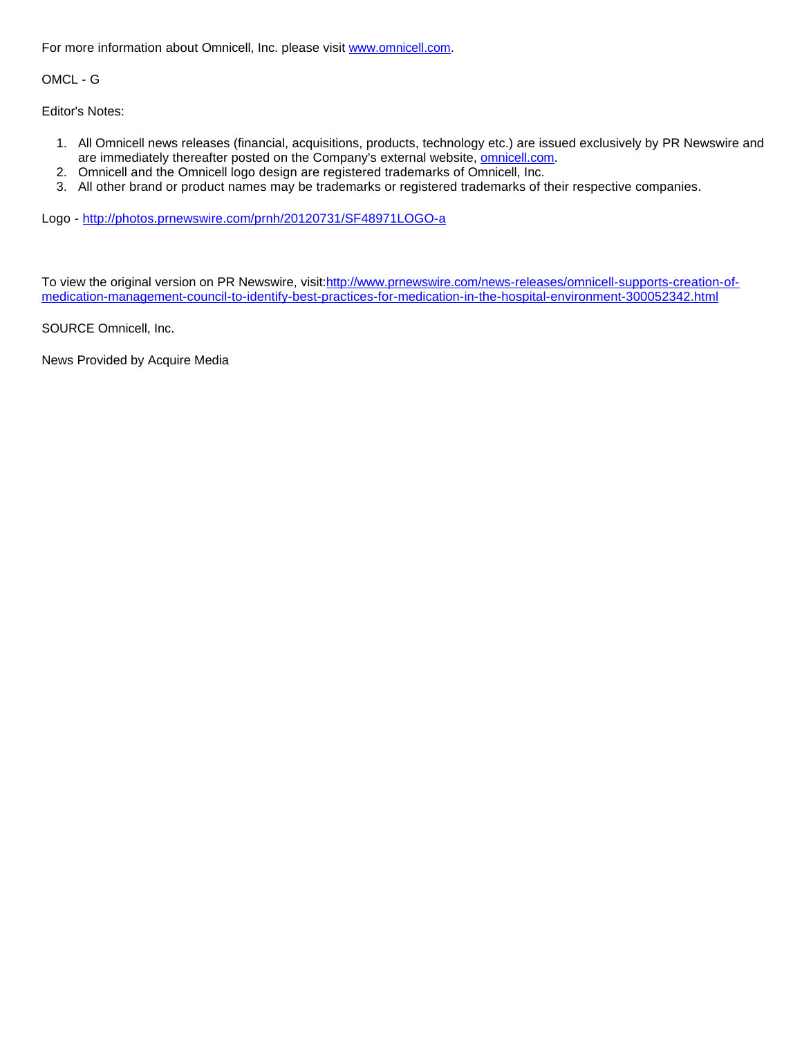For more information about Omnicell, Inc. please visit [www.omnicell.com](http://www.omnicell.com).

OMCL - G

Editor's Notes:

1. All Omnicell news releases (financial, acquisitions, products, technology etc.) are issued exclusively by PR Newswire and are immediately thereafter posted on the Company's external website, [omnicell.com](http://omnicell.com).
2. Omnicell and the Omnicell logo design are registered trademarks of Omnicell, Inc.
3. All other brand or product names may be trademarks or registered trademarks of their respective companies.

Logo - [http://photos.prnewswire.com/prnh/20120731/SF48971LOGO-a](http://photos.prnewswire.com/prnh/20120731/SF48971LOGO-a)

To view the original version on PR Newswire, visit:[http://www.prnewswire.com/news-releases/omnicell-supports-creation-of-medication-management-council-to-identify-best-practices-for-medication-in-the-hospital-environment-300052342.html](http://www.prnewswire.com/news-releases/omnicell-supports-creation-of-medication-management-council-to-identify-best-practices-for-medication-in-the-hospital-environment-300052342.html)

SOURCE Omnicell, Inc.

News Provided by Acquire Media